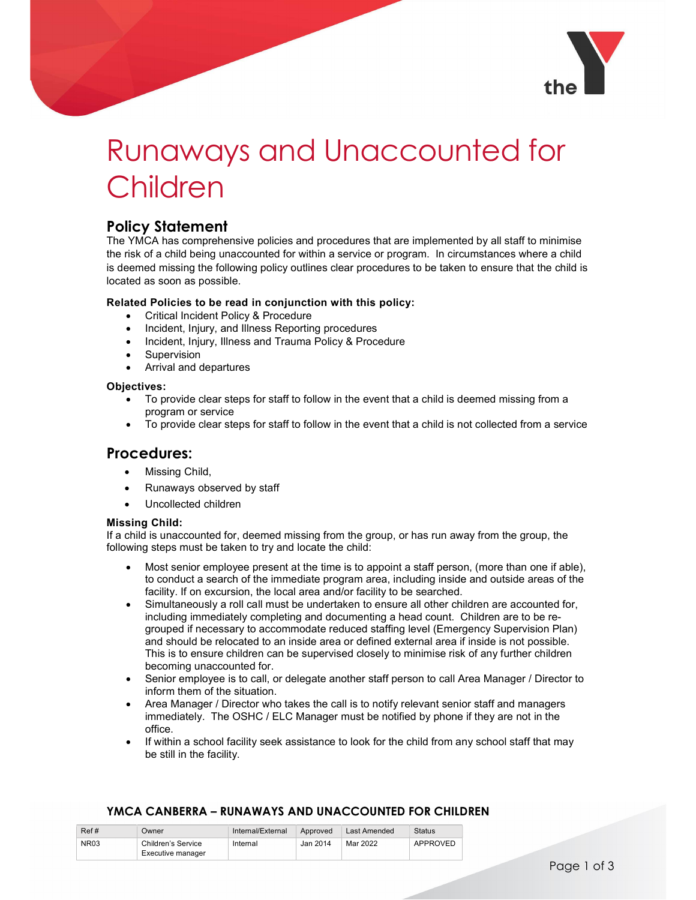# Runaways and Unaccounted for Children

## Policy Statement

The YMCA has comprehensive policies and procedures that are implemented by all staff to minimise the risk of a child being unaccounted for within a service or program. In circumstances where a child is deemed missing the following policy outlines clear procedures to be taken to ensure that the child is located as soon as possible.

**Related Policies to be read in conjunction with this policy:**

- Critical Incident Policy & Procedure
- Incident, Injury, and Illness Reporting procedures
- Incident, Injury, Illness and Trauma Policy & Procedure
- Supervision
- Arrival and departures

**Objectives:**

- To provide clear steps for staff to follow in the event that a child is deemed missing from a program or service
- To provide clear steps for staff to follow in the event that a child is not collected from a service

## Procedures:

- Missing Child,
- Runaways observed by staff
- Uncollected children

**Missing Child:**

If a child is unaccounted for, deemed missing from the group, or has run away from the group, the following steps must be taken to try and locate the child:

- Most senior employee present at the time is to appoint a staff person, (more than one if able), to conduct a search of the immediate program area, including inside and outside areas of the facility. If on excursion, the local area and/or facility to be searched.
- Simultaneously a roll call must be undertaken to ensure all other children are accounted for, including immediately completing and documenting a head count. Children are to be re-grouped if necessary to accommodate reduced staffing level (Emergency Supervision Plan) and should be relocated to an inside area or defined external area if inside is not possible. This is to ensure children can be supervised closely to minimise risk of any further children becoming unaccounted for.
- Senior employee is to call, or delegate another staff person to call Area Manager / Director to inform them of the situation.
- Area Manager / Director who takes the call is to notify relevant senior staff and managers immediately. The OSHC / ELC Manager must be notified by phone if they are not in the office.
- If within a school facility seek assistance to look for the child from any school staff that may be still in the facility.

**YMCA CANBERRA – RUNAWAYS AND UNACCOUNTED FOR CHILDREN**

| Ref # | Owner | Internal/External | Approved | Last Amended | Status |
|---|---|---|---|---|---|
| NR03 | Children's Service Executive manager | Internal | Jan 2014 | Mar 2022 | APPROVED |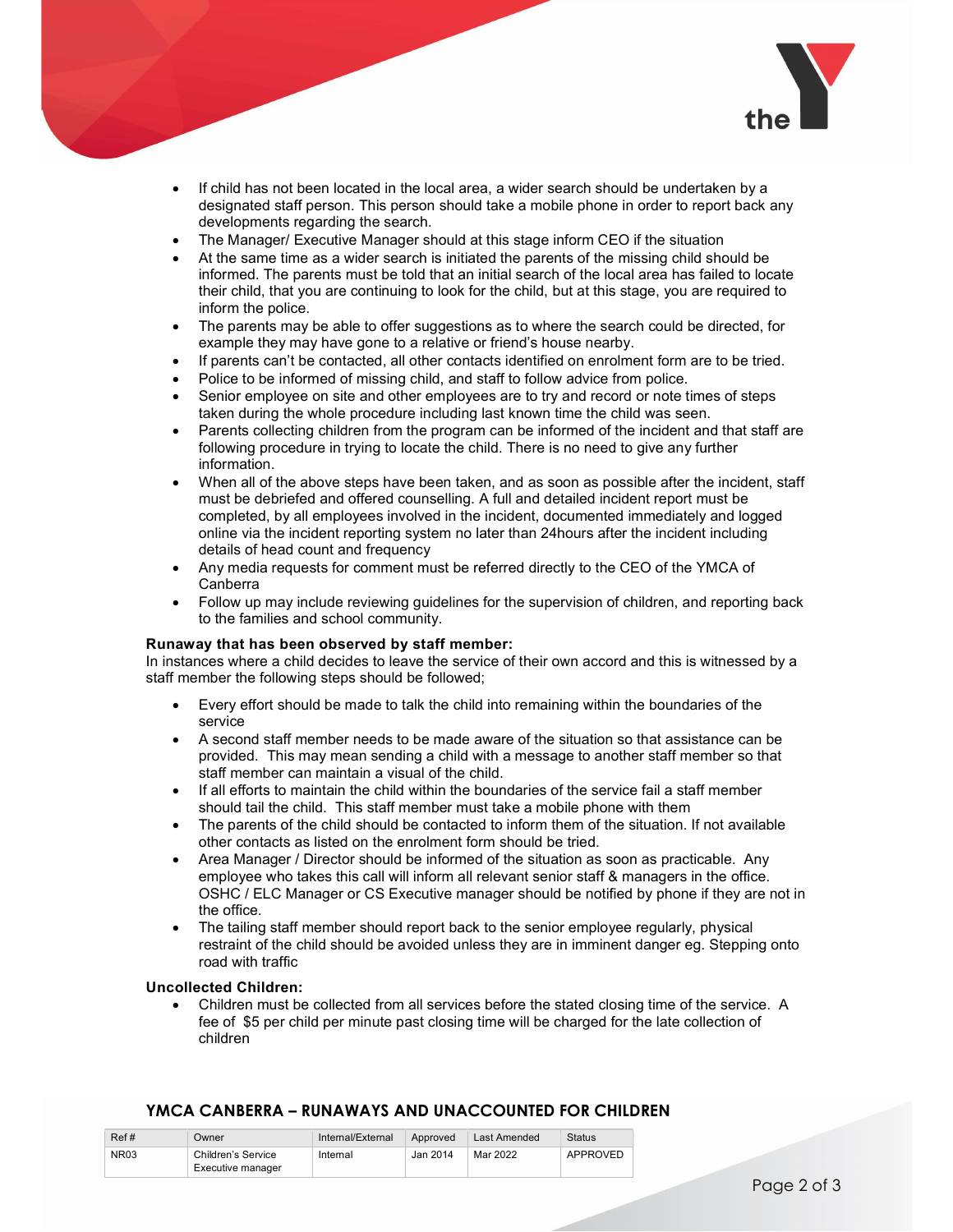- If child has not been located in the local area, a wider search should be undertaken by a designated staff person. This person should take a mobile phone in order to report back any developments regarding the search.
- The Manager/ Executive Manager should at this stage inform CEO if the situation
- At the same time as a wider search is initiated the parents of the missing child should be informed. The parents must be told that an initial search of the local area has failed to locate their child, that you are continuing to look for the child, but at this stage, you are required to inform the police.
- The parents may be able to offer suggestions as to where the search could be directed, for example they may have gone to a relative or friend's house nearby.
- If parents can't be contacted, all other contacts identified on enrolment form are to be tried.
- Police to be informed of missing child, and staff to follow advice from police.
- Senior employee on site and other employees are to try and record or note times of steps taken during the whole procedure including last known time the child was seen.
- Parents collecting children from the program can be informed of the incident and that staff are following procedure in trying to locate the child. There is no need to give any further information.
- When all of the above steps have been taken, and as soon as possible after the incident, staff must be debriefed and offered counselling. A full and detailed incident report must be completed, by all employees involved in the incident, documented immediately and logged online via the incident reporting system no later than 24hours after the incident including details of head count and frequency
- Any media requests for comment must be referred directly to the CEO of the YMCA of Canberra
- Follow up may include reviewing guidelines for the supervision of children, and reporting back to the families and school community.

**Runaway that has been observed by staff member:**

In instances where a child decides to leave the service of their own accord and this is witnessed by a staff member the following steps should be followed;

- Every effort should be made to talk the child into remaining within the boundaries of the service
- A second staff member needs to be made aware of the situation so that assistance can be provided. This may mean sending a child with a message to another staff member so that staff member can maintain a visual of the child.
- If all efforts to maintain the child within the boundaries of the service fail a staff member should tail the child. This staff member must take a mobile phone with them
- The parents of the child should be contacted to inform them of the situation. If not available other contacts as listed on the enrolment form should be tried.
- Area Manager / Director should be informed of the situation as soon as practicable. Any employee who takes this call will inform all relevant senior staff & managers in the office. OSHC / ELC Manager or CS Executive manager should be notified by phone if they are not in the office.
- The tailing staff member should report back to the senior employee regularly, physical restraint of the child should be avoided unless they are in imminent danger eg. Stepping onto road with traffic

**Uncollected Children:**

- Children must be collected from all services before the stated closing time of the service. A fee of $5 per child per minute past closing time will be charged for the late collection of children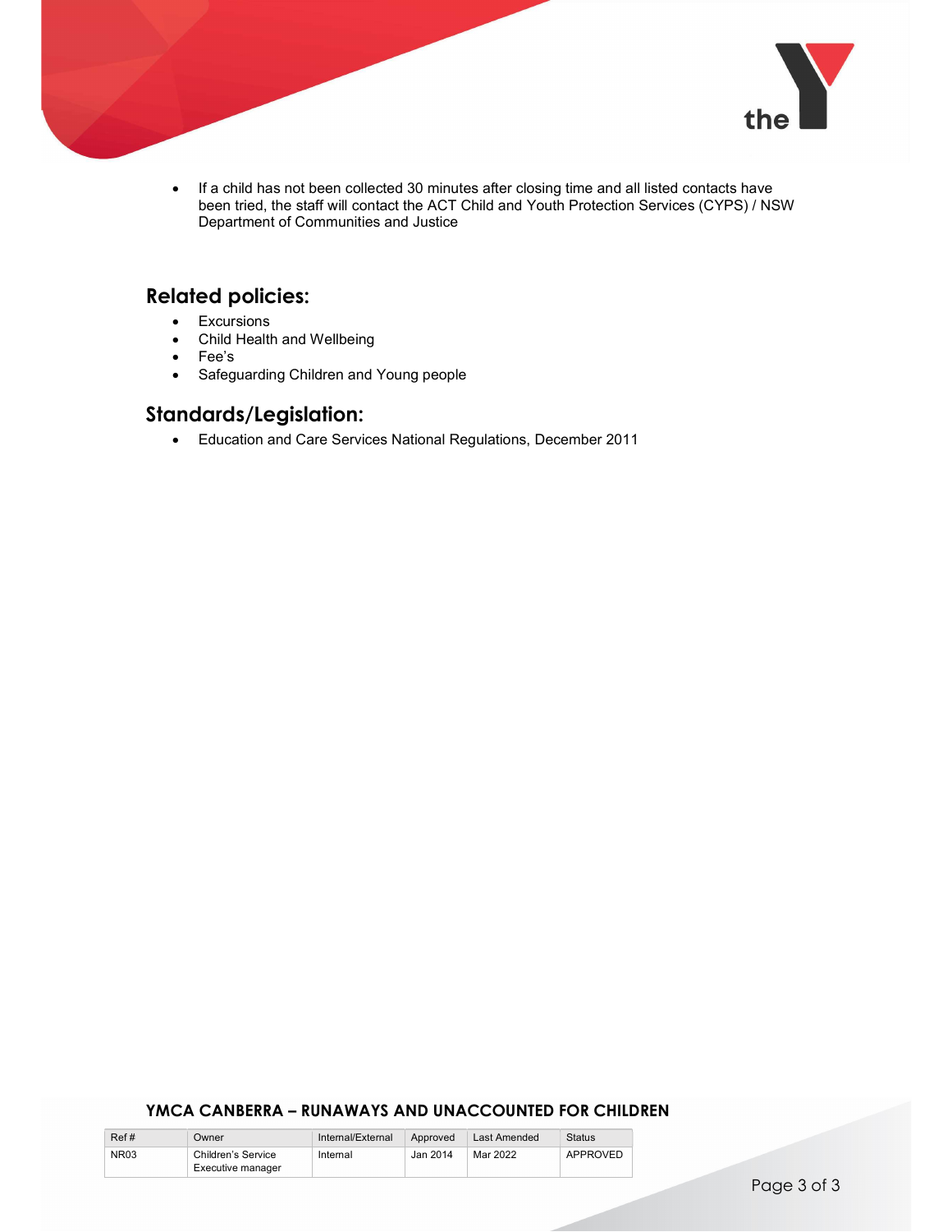- If a child has not been collected 30 minutes after closing time and all listed contacts have been tried, the staff will contact the ACT Child and Youth Protection Services (CYPS) / NSW Department of Communities and Justice

## Related policies:

- Excursions
- Child Health and Wellbeing
- Fee's
- Safeguarding Children and Young people

## Standards/Legislation:

- Education and Care Services National Regulations, December 2011

**YMCA CANBERRA – RUNAWAYS AND UNACCOUNTED FOR CHILDREN**

| Ref # | Owner | Internal/External | Approved | Last Amended | Status |
|---|---|---|---|---|---|
| NR03 | Children's Service Executive manager | Internal | Jan 2014 | Mar 2022 | APPROVED |